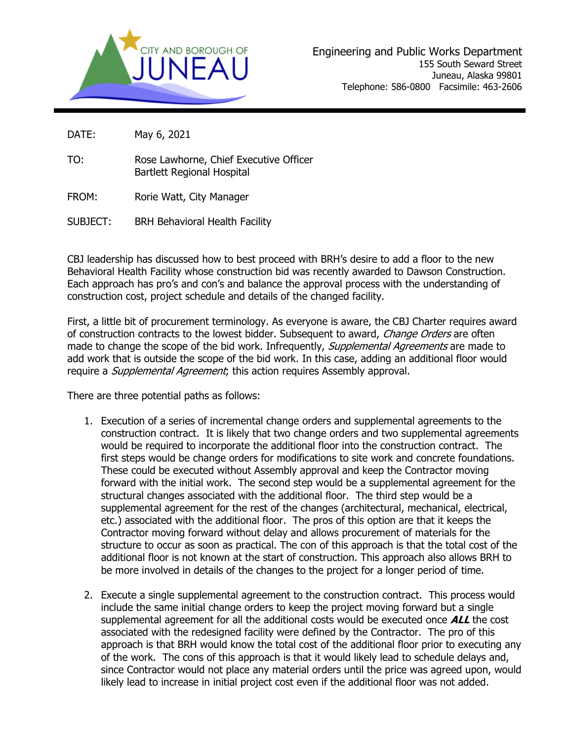CITY AND BOROUGH OF JUNEAU

Engineering and Public Works Department
155 South Seward Street
Juneau, Alaska 99801
Telephone: 586-0800 Facsimile: 463-2606

DATE: May 6, 2021

TO: Rose Lawhorne, Chief Executive Officer
Bartlett Regional Hospital

FROM: Rorie Watt, City Manager

SUBJECT: BRH Behavioral Health Facility

CBJ leadership has discussed how to best proceed with BRH's desire to add a floor to the new Behavioral Health Facility whose construction bid was recently awarded to Dawson Construction. Each approach has pro's and con's and balance the approval process with the understanding of construction cost, project schedule and details of the changed facility.

First, a little bit of procurement terminology. As everyone is aware, the CBJ Charter requires award of construction contracts to the lowest bidder. Subsequent to award, *Change Orders* are often made to change the scope of the bid work. Infrequently, *Supplemental Agreements* are made to add work that is outside the scope of the bid work. In this case, adding an additional floor would require a *Supplemental Agreement*; this action requires Assembly approval.

There are three potential paths as follows:

1. Execution of a series of incremental change orders and supplemental agreements to the construction contract. It is likely that two change orders and two supplemental agreements would be required to incorporate the additional floor into the construction contract. The first steps would be change orders for modifications to site work and concrete foundations. These could be executed without Assembly approval and keep the Contractor moving forward with the initial work. The second step would be a supplemental agreement for the structural changes associated with the additional floor. The third step would be a supplemental agreement for the rest of the changes (architectural, mechanical, electrical, etc.) associated with the additional floor. The pros of this option are that it keeps the Contractor moving forward without delay and allows procurement of materials for the structure to occur as soon as practical. The con of this approach is that the total cost of the additional floor is not known at the start of construction. This approach also allows BRH to be more involved in details of the changes to the project for a longer period of time.

2. Execute a single supplemental agreement to the construction contract. This process would include the same initial change orders to keep the project moving forward but a single supplemental agreement for all the additional costs would be executed once ***ALL*** the cost associated with the redesigned facility were defined by the Contractor. The pro of this approach is that BRH would know the total cost of the additional floor prior to executing any of the work. The cons of this approach is that it would likely lead to schedule delays and, since Contractor would not place any material orders until the price was agreed upon, would likely lead to increase in initial project cost even if the additional floor was not added.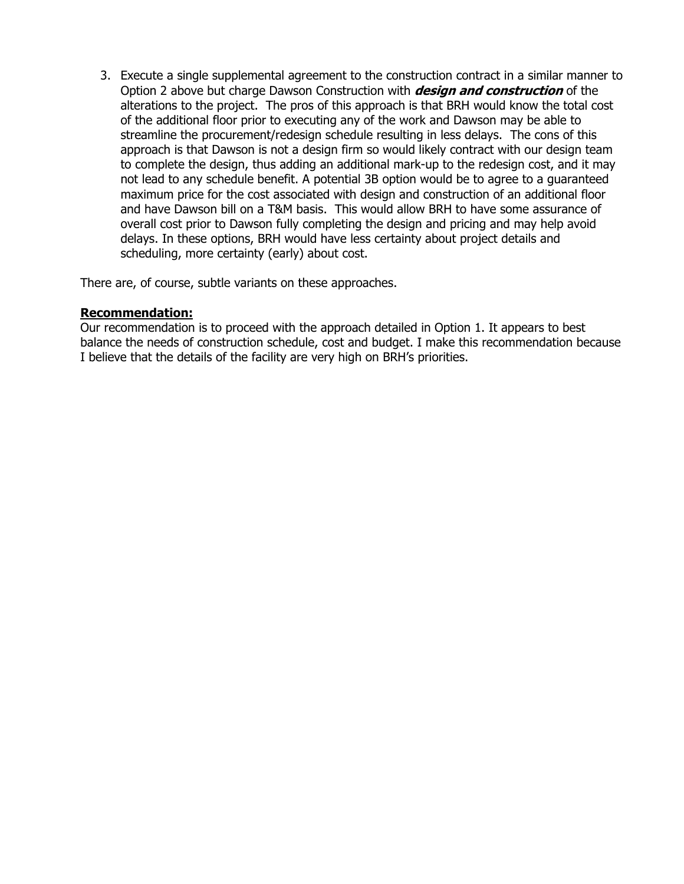3. Execute a single supplemental agreement to the construction contract in a similar manner to Option 2 above but charge Dawson Construction with ***design and construction*** of the alterations to the project. The pros of this approach is that BRH would know the total cost of the additional floor prior to executing any of the work and Dawson may be able to streamline the procurement/redesign schedule resulting in less delays. The cons of this approach is that Dawson is not a design firm so would likely contract with our design team to complete the design, thus adding an additional mark-up to the redesign cost, and it may not lead to any schedule benefit. A potential 3B option would be to agree to a guaranteed maximum price for the cost associated with design and construction of an additional floor and have Dawson bill on a T&M basis. This would allow BRH to have some assurance of overall cost prior to Dawson fully completing the design and pricing and may help avoid delays. In these options, BRH would have less certainty about project details and scheduling, more certainty (early) about cost.

There are, of course, subtle variants on these approaches.

**Recommendation:**

Our recommendation is to proceed with the approach detailed in Option 1. It appears to best balance the needs of construction schedule, cost and budget. I make this recommendation because I believe that the details of the facility are very high on BRH's priorities.